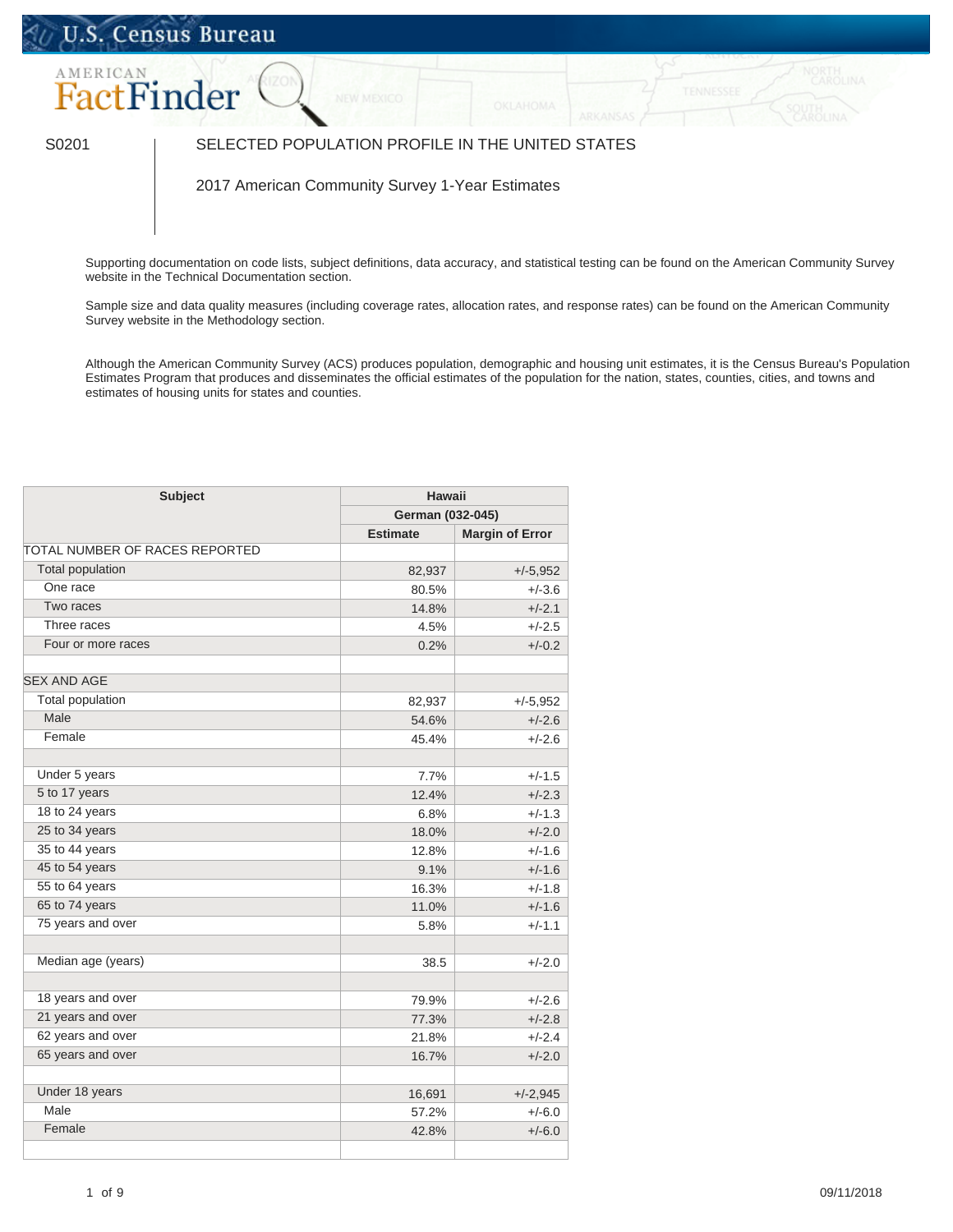S0201 | SELECTED POPULATION PROFILE IN THE UNITED STATES

2017 American Community Survey 1-Year Estimates

Supporting documentation on code lists, subject definitions, data accuracy, and statistical testing can be found on the American Community Survey website in the Technical Documentation section.

Sample size and data quality measures (including coverage rates, allocation rates, and response rates) can be found on the American Community Survey website in the Methodology section.

Although the American Community Survey (ACS) produces population, demographic and housing unit estimates, it is the Census Bureau's Population Estimates Program that produces and disseminates the official estimates of the population for the nation, states, counties, cities, and towns and estimates of housing units for states and counties.

| Subject | Hawaii | |
|---|---|---|
| | German (032-045) | |
| | Estimate | Margin of Error |
| TOTAL NUMBER OF RACES REPORTED | | |
| Total population | 82,937 | +/-5,952 |
| One race | 80.5% | +/-3.6 |
| Two races | 14.8% | +/-2.1 |
| Three races | 4.5% | +/-2.5 |
| Four or more races | 0.2% | +/-0.2 |
| | | |
| SEX AND AGE | | |
| Total population | 82,937 | +/-5,952 |
| Male | 54.6% | +/-2.6 |
| Female | 45.4% | +/-2.6 |
| | | |
| Under 5 years | 7.7% | +/-1.5 |
| 5 to 17 years | 12.4% | +/-2.3 |
| 18 to 24 years | 6.8% | +/-1.3 |
| 25 to 34 years | 18.0% | +/-2.0 |
| 35 to 44 years | 12.8% | +/-1.6 |
| 45 to 54 years | 9.1% | +/-1.6 |
| 55 to 64 years | 16.3% | +/-1.8 |
| 65 to 74 years | 11.0% | +/-1.6 |
| 75 years and over | 5.8% | +/-1.1 |
| | | |
| Median age (years) | 38.5 | +/-2.0 |
| | | |
| 18 years and over | 79.9% | +/-2.6 |
| 21 years and over | 77.3% | +/-2.8 |
| 62 years and over | 21.8% | +/-2.4 |
| 65 years and over | 16.7% | +/-2.0 |
| | | |
| Under 18 years | 16,691 | +/-2,945 |
| Male | 57.2% | +/-6.0 |
| Female | 42.8% | +/-6.0 |
| | | |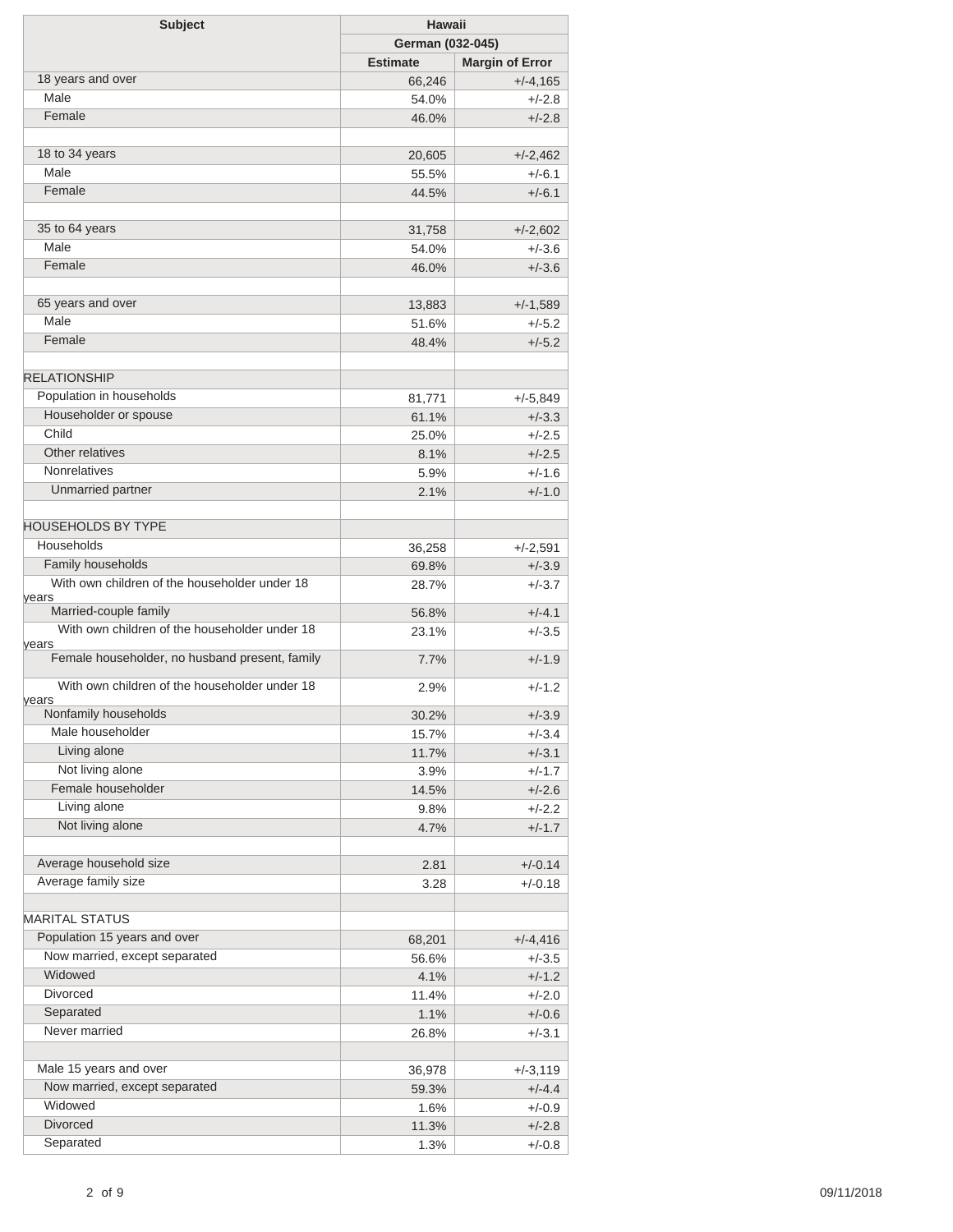| Subject | Hawaii | |
|---|---|---|
| | German (032-045) | |
| | Estimate | Margin of Error |
| 18 years and over | 66,246 | +/-4,165 |
| Male | 54.0% | +/-2.8 |
| Female | 46.0% | +/-2.8 |
| | | |
| 18 to 34 years | 20,605 | +/-2,462 |
| Male | 55.5% | +/-6.1 |
| Female | 44.5% | +/-6.1 |
| | | |
| 35 to 64 years | 31,758 | +/-2,602 |
| Male | 54.0% | +/-3.6 |
| Female | 46.0% | +/-3.6 |
| | | |
| 65 years and over | 13,883 | +/-1,589 |
| Male | 51.6% | +/-5.2 |
| Female | 48.4% | +/-5.2 |
| | | |
| RELATIONSHIP | | |
| Population in households | 81,771 | +/-5,849 |
| Householder or spouse | 61.1% | +/-3.3 |
| Child | 25.0% | +/-2.5 |
| Other relatives | 8.1% | +/-2.5 |
| Nonrelatives | 5.9% | +/-1.6 |
| Unmarried partner | 2.1% | +/-1.0 |
| | | |
| HOUSEHOLDS BY TYPE | | |
| Households | 36,258 | +/-2,591 |
| Family households | 69.8% | +/-3.9 |
| With own children of the householder under 18 years | 28.7% | +/-3.7 |
| Married-couple family | 56.8% | +/-4.1 |
| With own children of the householder under 18 years | 23.1% | +/-3.5 |
| Female householder, no husband present, family | 7.7% | +/-1.9 |
| With own children of the householder under 18 years | 2.9% | +/-1.2 |
| Nonfamily households | 30.2% | +/-3.9 |
| Male householder | 15.7% | +/-3.4 |
| Living alone | 11.7% | +/-3.1 |
| Not living alone | 3.9% | +/-1.7 |
| Female householder | 14.5% | +/-2.6 |
| Living alone | 9.8% | +/-2.2 |
| Not living alone | 4.7% | +/-1.7 |
| | | |
| Average household size | 2.81 | +/-0.14 |
| Average family size | 3.28 | +/-0.18 |
| | | |
| MARITAL STATUS | | |
| Population 15 years and over | 68,201 | +/-4,416 |
| Now married, except separated | 56.6% | +/-3.5 |
| Widowed | 4.1% | +/-1.2 |
| Divorced | 11.4% | +/-2.0 |
| Separated | 1.1% | +/-0.6 |
| Never married | 26.8% | +/-3.1 |
| | | |
| Male 15 years and over | 36,978 | +/-3,119 |
| Now married, except separated | 59.3% | +/-4.4 |
| Widowed | 1.6% | +/-0.9 |
| Divorced | 11.3% | +/-2.8 |
| Separated | 1.3% | +/-0.8 |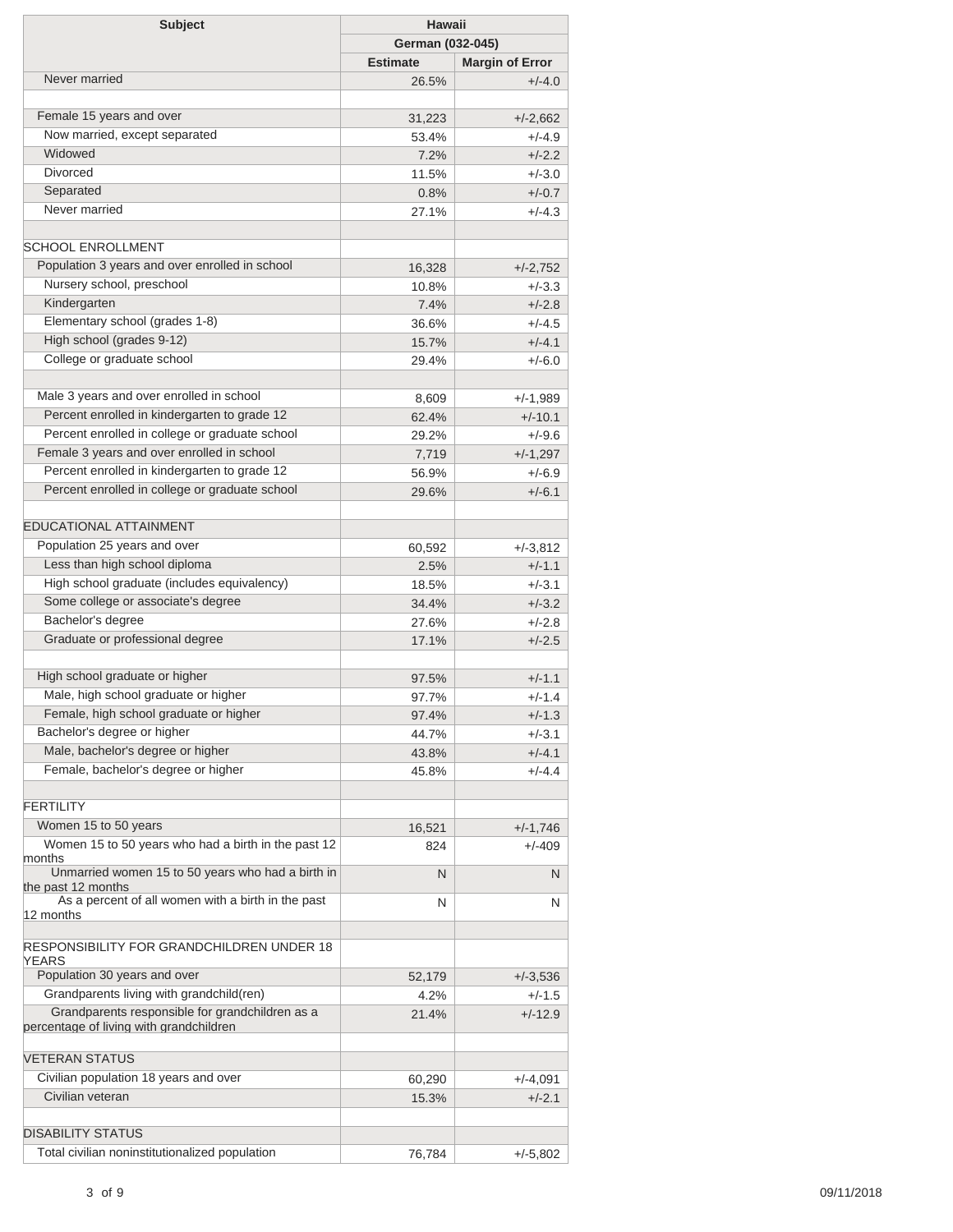| Subject | Hawaii | |
|---|---|---|
| | German (032-045) | |
| | Estimate | Margin of Error |
| Never married | 26.5% | +/-4.0 |
| | | |
| Female 15 years and over | 31,223 | +/-2,662 |
| Now married, except separated | 53.4% | +/-4.9 |
| Widowed | 7.2% | +/-2.2 |
| Divorced | 11.5% | +/-3.0 |
| Separated | 0.8% | +/-0.7 |
| Never married | 27.1% | +/-4.3 |
| | | |
| SCHOOL ENROLLMENT | | |
| Population 3 years and over enrolled in school | 16,328 | +/-2,752 |
| Nursery school, preschool | 10.8% | +/-3.3 |
| Kindergarten | 7.4% | +/-2.8 |
| Elementary school (grades 1-8) | 36.6% | +/-4.5 |
| High school (grades 9-12) | 15.7% | +/-4.1 |
| College or graduate school | 29.4% | +/-6.0 |
| | | |
| Male 3 years and over enrolled in school | 8,609 | +/-1,989 |
| Percent enrolled in kindergarten to grade 12 | 62.4% | +/-10.1 |
| Percent enrolled in college or graduate school | 29.2% | +/-9.6 |
| Female 3 years and over enrolled in school | 7,719 | +/-1,297 |
| Percent enrolled in kindergarten to grade 12 | 56.9% | +/-6.9 |
| Percent enrolled in college or graduate school | 29.6% | +/-6.1 |
| | | |
| EDUCATIONAL ATTAINMENT | | |
| Population 25 years and over | 60,592 | +/-3,812 |
| Less than high school diploma | 2.5% | +/-1.1 |
| High school graduate (includes equivalency) | 18.5% | +/-3.1 |
| Some college or associate's degree | 34.4% | +/-3.2 |
| Bachelor's degree | 27.6% | +/-2.8 |
| Graduate or professional degree | 17.1% | +/-2.5 |
| | | |
| High school graduate or higher | 97.5% | +/-1.1 |
| Male, high school graduate or higher | 97.7% | +/-1.4 |
| Female, high school graduate or higher | 97.4% | +/-1.3 |
| Bachelor's degree or higher | 44.7% | +/-3.1 |
| Male, bachelor's degree or higher | 43.8% | +/-4.1 |
| Female, bachelor's degree or higher | 45.8% | +/-4.4 |
| | | |
| FERTILITY | | |
| Women 15 to 50 years | 16,521 | +/-1,746 |
| Women 15 to 50 years who had a birth in the past 12 months | 824 | +/-409 |
| Unmarried women 15 to 50 years who had a birth in the past 12 months | N | N |
| As a percent of all women with a birth in the past 12 months | N | N |
| | | |
| RESPONSIBILITY FOR GRANDCHILDREN UNDER 18 YEARS | | |
| Population 30 years and over | 52,179 | +/-3,536 |
| Grandparents living with grandchild(ren) | 4.2% | +/-1.5 |
| Grandparents responsible for grandchildren as a percentage of living with grandchildren | 21.4% | +/-12.9 |
| | | |
| VETERAN STATUS | | |
| Civilian population 18 years and over | 60,290 | +/-4,091 |
| Civilian veteran | 15.3% | +/-2.1 |
| | | |
| DISABILITY STATUS | | |
| Total civilian noninstitutionalized population | 76,784 | +/-5,802 |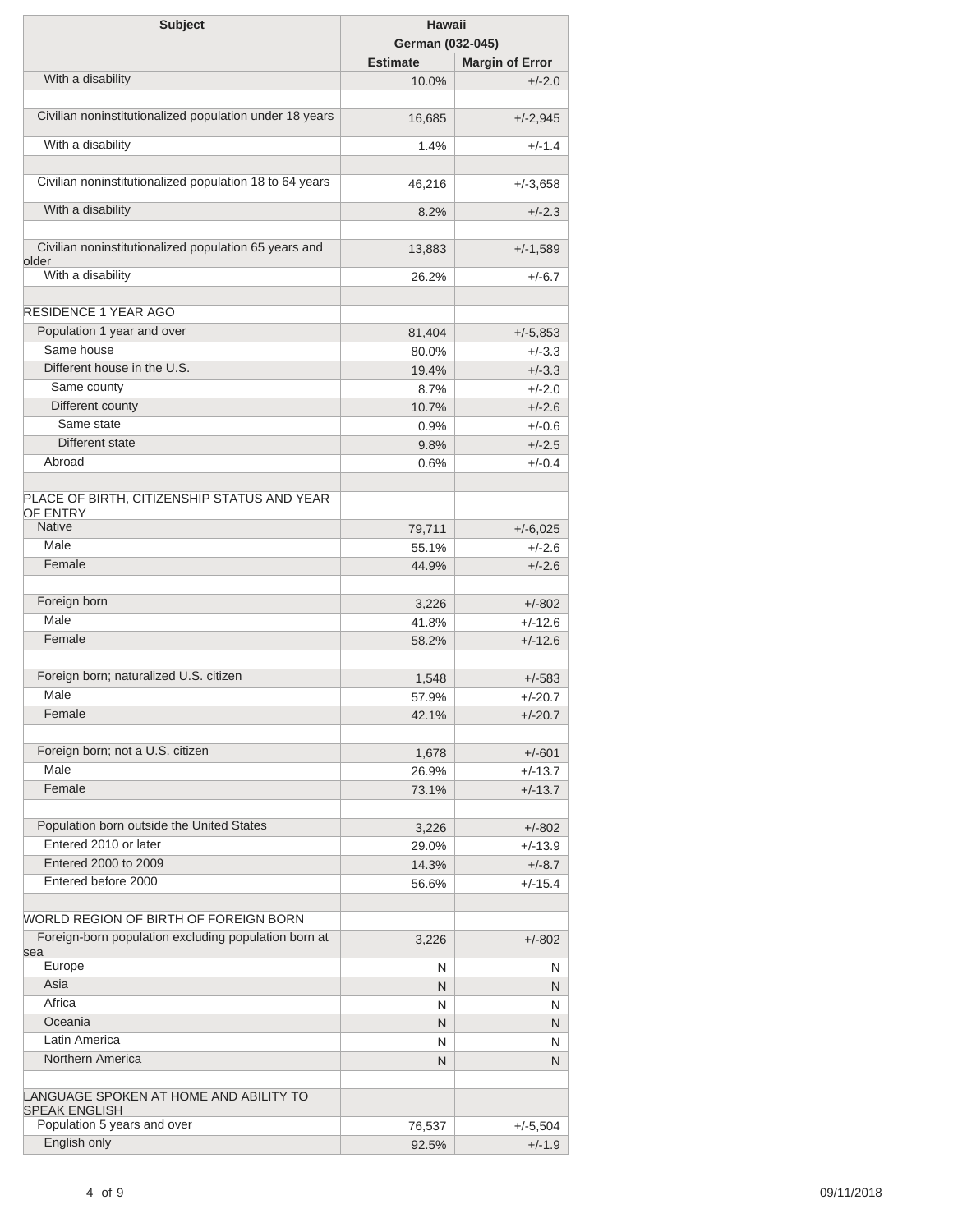| Subject | Hawaii | |
|---|---|---|
| | German (032-045) | |
| | Estimate | Margin of Error |
| With a disability | 10.0% | +/-2.0 |
| | | |
| Civilian noninstitutionalized population under 18 years | 16,685 | +/-2,945 |
| With a disability | 1.4% | +/-1.4 |
| | | |
| Civilian noninstitutionalized population 18 to 64 years | 46,216 | +/-3,658 |
| With a disability | 8.2% | +/-2.3 |
| | | |
| Civilian noninstitutionalized population 65 years and older | 13,883 | +/-1,589 |
| With a disability | 26.2% | +/-6.7 |
| | | |
| RESIDENCE 1 YEAR AGO | | |
| Population 1 year and over | 81,404 | +/-5,853 |
| Same house | 80.0% | +/-3.3 |
| Different house in the U.S. | 19.4% | +/-3.3 |
| Same county | 8.7% | +/-2.0 |
| Different county | 10.7% | +/-2.6 |
| Same state | 0.9% | +/-0.6 |
| Different state | 9.8% | +/-2.5 |
| Abroad | 0.6% | +/-0.4 |
| | | |
| PLACE OF BIRTH, CITIZENSHIP STATUS AND YEAR OF ENTRY | | |
| Native | 79,711 | +/-6,025 |
| Male | 55.1% | +/-2.6 |
| Female | 44.9% | +/-2.6 |
| | | |
| Foreign born | 3,226 | +/-802 |
| Male | 41.8% | +/-12.6 |
| Female | 58.2% | +/-12.6 |
| | | |
| Foreign born; naturalized U.S. citizen | 1,548 | +/-583 |
| Male | 57.9% | +/-20.7 |
| Female | 42.1% | +/-20.7 |
| | | |
| Foreign born; not a U.S. citizen | 1,678 | +/-601 |
| Male | 26.9% | +/-13.7 |
| Female | 73.1% | +/-13.7 |
| | | |
| Population born outside the United States | 3,226 | +/-802 |
| Entered 2010 or later | 29.0% | +/-13.9 |
| Entered 2000 to 2009 | 14.3% | +/-8.7 |
| Entered before 2000 | 56.6% | +/-15.4 |
| | | |
| WORLD REGION OF BIRTH OF FOREIGN BORN | | |
| Foreign-born population excluding population born at sea | 3,226 | +/-802 |
| Europe | N | N |
| Asia | N | N |
| Africa | N | N |
| Oceania | N | N |
| Latin America | N | N |
| Northern America | N | N |
| | | |
| LANGUAGE SPOKEN AT HOME AND ABILITY TO SPEAK ENGLISH | | |
| Population 5 years and over | 76,537 | +/-5,504 |
| English only | 92.5% | +/-1.9 |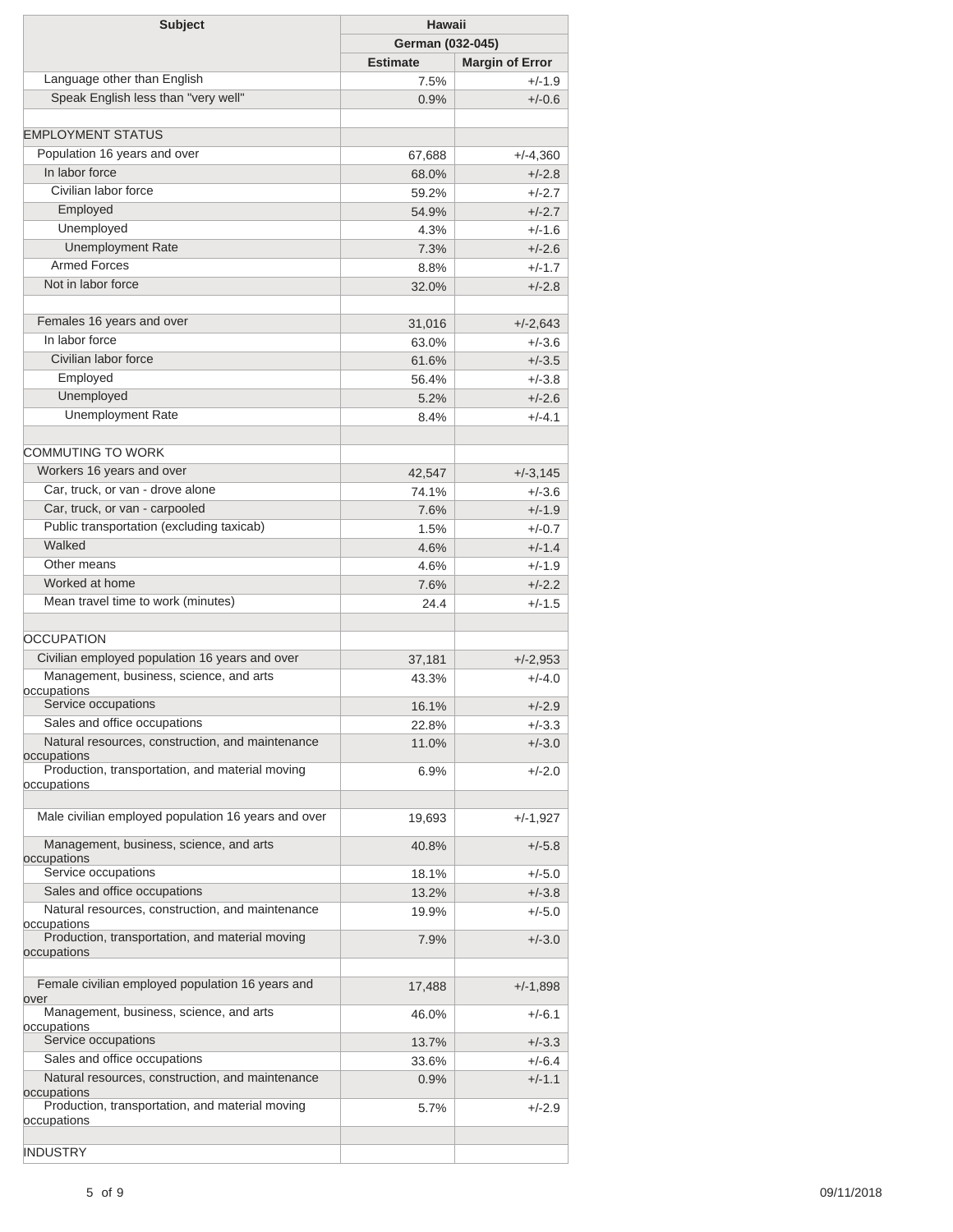| Subject | Hawaii | |
|---|---|---|
| | German (032-045) | |
| | Estimate | Margin of Error |
| Language other than English | 7.5% | +/-1.9 |
| Speak English less than "very well" | 0.9% | +/-0.6 |
| | | |
| EMPLOYMENT STATUS | | |
| Population 16 years and over | 67,688 | +/-4,360 |
| In labor force | 68.0% | +/-2.8 |
| Civilian labor force | 59.2% | +/-2.7 |
| Employed | 54.9% | +/-2.7 |
| Unemployed | 4.3% | +/-1.6 |
| Unemployment Rate | 7.3% | +/-2.6 |
| Armed Forces | 8.8% | +/-1.7 |
| Not in labor force | 32.0% | +/-2.8 |
| | | |
| Females 16 years and over | 31,016 | +/-2,643 |
| In labor force | 63.0% | +/-3.6 |
| Civilian labor force | 61.6% | +/-3.5 |
| Employed | 56.4% | +/-3.8 |
| Unemployed | 5.2% | +/-2.6 |
| Unemployment Rate | 8.4% | +/-4.1 |
| | | |
| COMMUTING TO WORK | | |
| Workers 16 years and over | 42,547 | +/-3,145 |
| Car, truck, or van - drove alone | 74.1% | +/-3.6 |
| Car, truck, or van - carpooled | 7.6% | +/-1.9 |
| Public transportation (excluding taxicab) | 1.5% | +/-0.7 |
| Walked | 4.6% | +/-1.4 |
| Other means | 4.6% | +/-1.9 |
| Worked at home | 7.6% | +/-2.2 |
| Mean travel time to work (minutes) | 24.4 | +/-1.5 |
| | | |
| OCCUPATION | | |
| Civilian employed population 16 years and over | 37,181 | +/-2,953 |
| Management, business, science, and arts occupations | 43.3% | +/-4.0 |
| Service occupations | 16.1% | +/-2.9 |
| Sales and office occupations | 22.8% | +/-3.3 |
| Natural resources, construction, and maintenance occupations | 11.0% | +/-3.0 |
| Production, transportation, and material moving occupations | 6.9% | +/-2.0 |
| | | |
| Male civilian employed population 16 years and over | 19,693 | +/-1,927 |
| Management, business, science, and arts occupations | 40.8% | +/-5.8 |
| Service occupations | 18.1% | +/-5.0 |
| Sales and office occupations | 13.2% | +/-3.8 |
| Natural resources, construction, and maintenance occupations | 19.9% | +/-5.0 |
| Production, transportation, and material moving occupations | 7.9% | +/-3.0 |
| | | |
| Female civilian employed population 16 years and over | 17,488 | +/-1,898 |
| Management, business, science, and arts occupations | 46.0% | +/-6.1 |
| Service occupations | 13.7% | +/-3.3 |
| Sales and office occupations | 33.6% | +/-6.4 |
| Natural resources, construction, and maintenance occupations | 0.9% | +/-1.1 |
| Production, transportation, and material moving occupations | 5.7% | +/-2.9 |
| | | |
| INDUSTRY | | |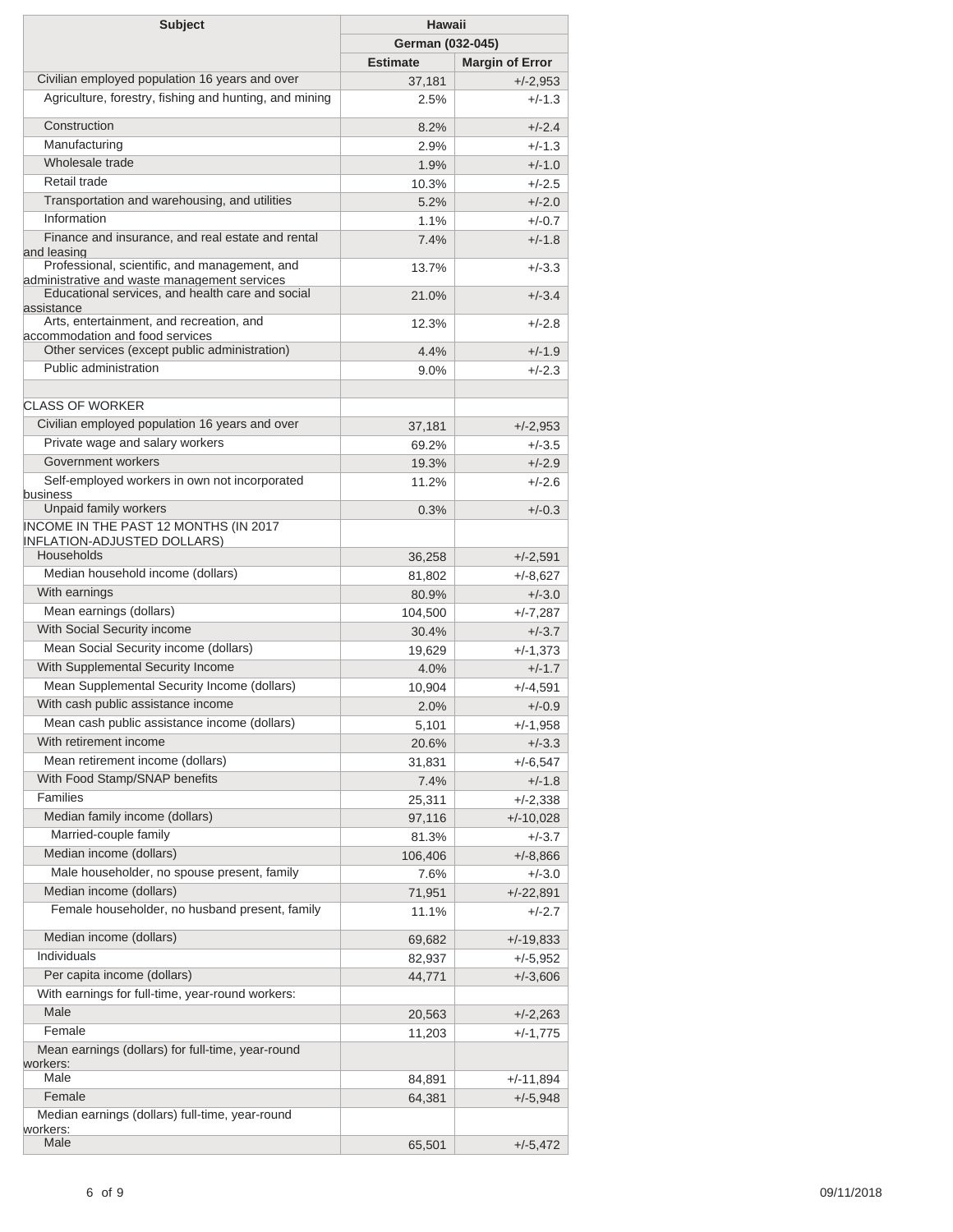| Subject | Hawaii | |
|---|---|---|
| | German (032-045) | |
| | Estimate | Margin of Error |
| Civilian employed population 16 years and over | 37,181 | +/-2,953 |
| Agriculture, forestry, fishing and hunting, and mining | 2.5% | +/-1.3 |
| Construction | 8.2% | +/-2.4 |
| Manufacturing | 2.9% | +/-1.3 |
| Wholesale trade | 1.9% | +/-1.0 |
| Retail trade | 10.3% | +/-2.5 |
| Transportation and warehousing, and utilities | 5.2% | +/-2.0 |
| Information | 1.1% | +/-0.7 |
| Finance and insurance, and real estate and rental and leasing | 7.4% | +/-1.8 |
| Professional, scientific, and management, and administrative and waste management services | 13.7% | +/-3.3 |
| Educational services, and health care and social assistance | 21.0% | +/-3.4 |
| Arts, entertainment, and recreation, and accommodation and food services | 12.3% | +/-2.8 |
| Other services (except public administration) | 4.4% | +/-1.9 |
| Public administration | 9.0% | +/-2.3 |
| | | |
| CLASS OF WORKER | | |
| Civilian employed population 16 years and over | 37,181 | +/-2,953 |
| Private wage and salary workers | 69.2% | +/-3.5 |
| Government workers | 19.3% | +/-2.9 |
| Self-employed workers in own not incorporated business | 11.2% | +/-2.6 |
| Unpaid family workers | 0.3% | +/-0.3 |
| INCOME IN THE PAST 12 MONTHS (IN 2017 INFLATION-ADJUSTED DOLLARS) | | |
| Households | 36,258 | +/-2,591 |
| Median household income (dollars) | 81,802 | +/-8,627 |
| With earnings | 80.9% | +/-3.0 |
| Mean earnings (dollars) | 104,500 | +/-7,287 |
| With Social Security income | 30.4% | +/-3.7 |
| Mean Social Security income (dollars) | 19,629 | +/-1,373 |
| With Supplemental Security Income | 4.0% | +/-1.7 |
| Mean Supplemental Security Income (dollars) | 10,904 | +/-4,591 |
| With cash public assistance income | 2.0% | +/-0.9 |
| Mean cash public assistance income (dollars) | 5,101 | +/-1,958 |
| With retirement income | 20.6% | +/-3.3 |
| Mean retirement income (dollars) | 31,831 | +/-6,547 |
| With Food Stamp/SNAP benefits | 7.4% | +/-1.8 |
| Families | 25,311 | +/-2,338 |
| Median family income (dollars) | 97,116 | +/-10,028 |
| Married-couple family | 81.3% | +/-3.7 |
| Median income (dollars) | 106,406 | +/-8,866 |
| Male householder, no spouse present, family | 7.6% | +/-3.0 |
| Median income (dollars) | 71,951 | +/-22,891 |
| Female householder, no husband present, family | 11.1% | +/-2.7 |
| Median income (dollars) | 69,682 | +/-19,833 |
| Individuals | 82,937 | +/-5,952 |
| Per capita income (dollars) | 44,771 | +/-3,606 |
| With earnings for full-time, year-round workers: | | |
| Male | 20,563 | +/-2,263 |
| Female | 11,203 | +/-1,775 |
| Mean earnings (dollars) for full-time, year-round workers: | | |
| Male | 84,891 | +/-11,894 |
| Female | 64,381 | +/-5,948 |
| Median earnings (dollars) full-time, year-round workers: | | |
| Male | 65,501 | +/-5,472 |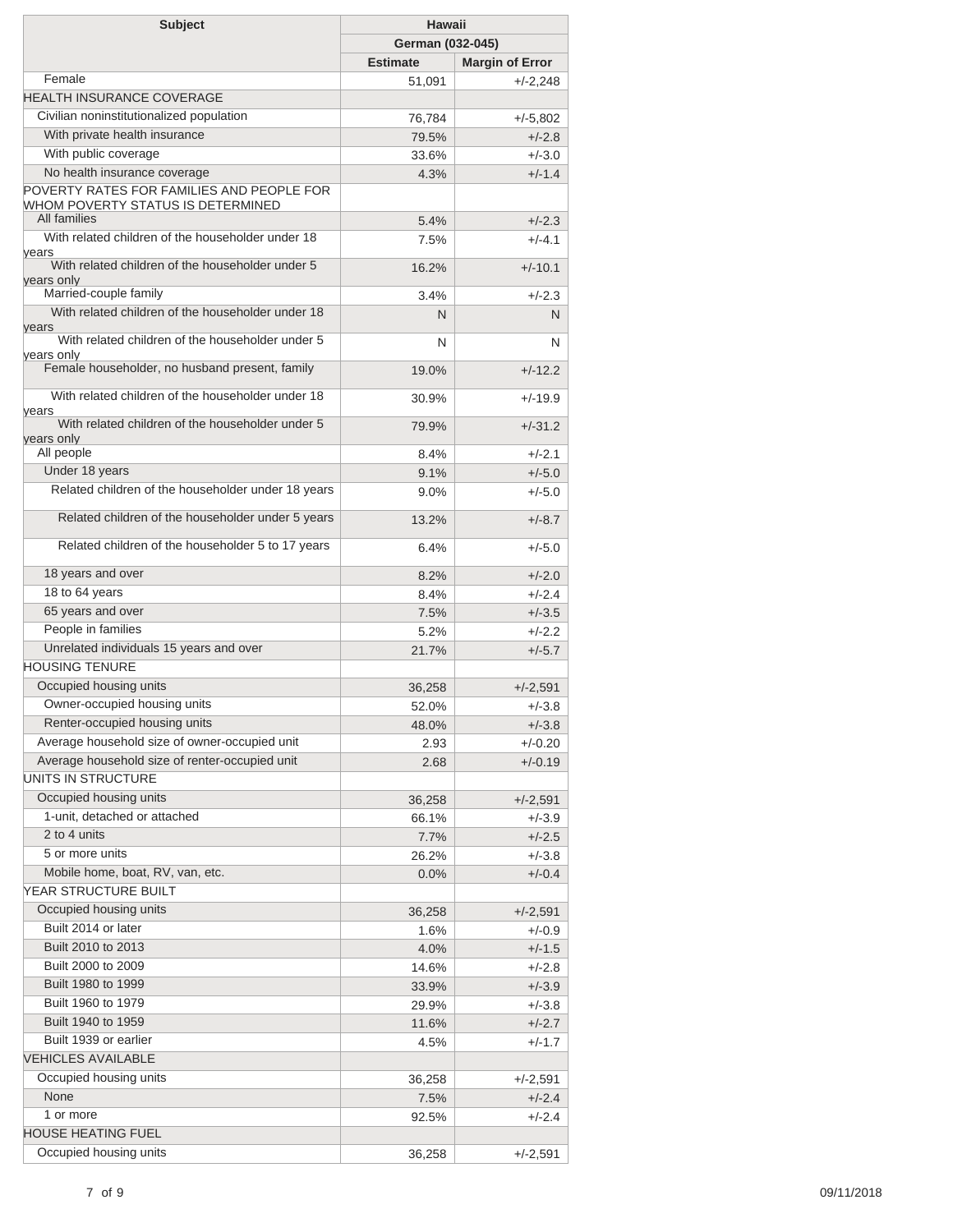| Subject | Hawaii | |
|---|---|---|
| | German (032-045) | |
| | Estimate | Margin of Error |
| Female | 51,091 | +/-2,248 |
| HEALTH INSURANCE COVERAGE | | |
| Civilian noninstitutionalized population | 76,784 | +/-5,802 |
| With private health insurance | 79.5% | +/-2.8 |
| With public coverage | 33.6% | +/-3.0 |
| No health insurance coverage | 4.3% | +/-1.4 |
| POVERTY RATES FOR FAMILIES AND PEOPLE FOR WHOM POVERTY STATUS IS DETERMINED | | |
| All families | 5.4% | +/-2.3 |
| With related children of the householder under 18 years | 7.5% | +/-4.1 |
| With related children of the householder under 5 years only | 16.2% | +/-10.1 |
| Married-couple family | 3.4% | +/-2.3 |
| With related children of the householder under 18 years | N | N |
| With related children of the householder under 5 years only | N | N |
| Female householder, no husband present, family | 19.0% | +/-12.2 |
| With related children of the householder under 18 years | 30.9% | +/-19.9 |
| With related children of the householder under 5 years only | 79.9% | +/-31.2 |
| All people | 8.4% | +/-2.1 |
| Under 18 years | 9.1% | +/-5.0 |
| Related children of the householder under 18 years | 9.0% | +/-5.0 |
| Related children of the householder under 5 years | 13.2% | +/-8.7 |
| Related children of the householder 5 to 17 years | 6.4% | +/-5.0 |
| 18 years and over | 8.2% | +/-2.0 |
| 18 to 64 years | 8.4% | +/-2.4 |
| 65 years and over | 7.5% | +/-3.5 |
| People in families | 5.2% | +/-2.2 |
| Unrelated individuals 15 years and over | 21.7% | +/-5.7 |
| HOUSING TENURE | | |
| Occupied housing units | 36,258 | +/-2,591 |
| Owner-occupied housing units | 52.0% | +/-3.8 |
| Renter-occupied housing units | 48.0% | +/-3.8 |
| Average household size of owner-occupied unit | 2.93 | +/-0.20 |
| Average household size of renter-occupied unit | 2.68 | +/-0.19 |
| UNITS IN STRUCTURE | | |
| Occupied housing units | 36,258 | +/-2,591 |
| 1-unit, detached or attached | 66.1% | +/-3.9 |
| 2 to 4 units | 7.7% | +/-2.5 |
| 5 or more units | 26.2% | +/-3.8 |
| Mobile home, boat, RV, van, etc. | 0.0% | +/-0.4 |
| YEAR STRUCTURE BUILT | | |
| Occupied housing units | 36,258 | +/-2,591 |
| Built 2014 or later | 1.6% | +/-0.9 |
| Built 2010 to 2013 | 4.0% | +/-1.5 |
| Built 2000 to 2009 | 14.6% | +/-2.8 |
| Built 1980 to 1999 | 33.9% | +/-3.9 |
| Built 1960 to 1979 | 29.9% | +/-3.8 |
| Built 1940 to 1959 | 11.6% | +/-2.7 |
| Built 1939 or earlier | 4.5% | +/-1.7 |
| VEHICLES AVAILABLE | | |
| Occupied housing units | 36,258 | +/-2,591 |
| None | 7.5% | +/-2.4 |
| 1 or more | 92.5% | +/-2.4 |
| HOUSE HEATING FUEL | | |
| Occupied housing units | 36,258 | +/-2,591 |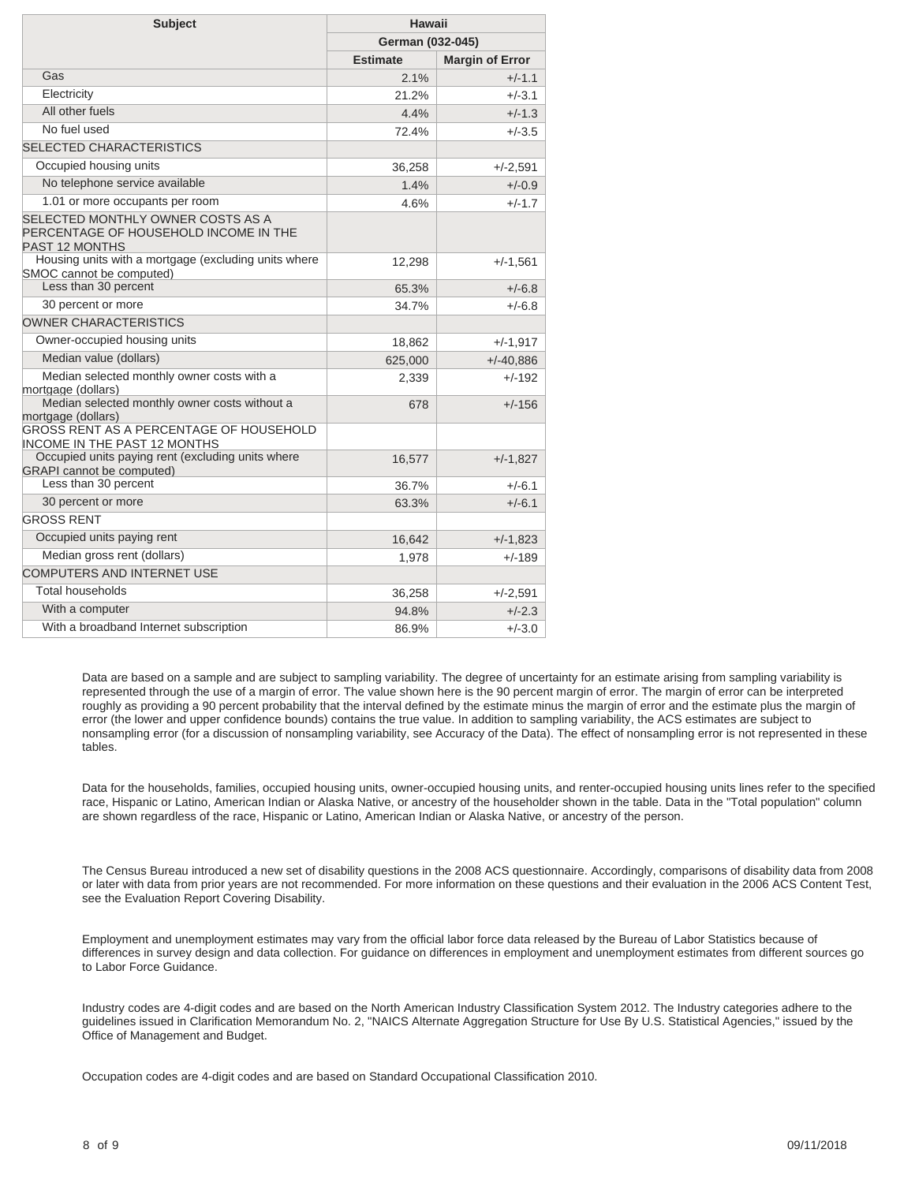| Subject | Hawaii | |
|---|---|---|
| | German (032-045) | |
| | Estimate | Margin of Error |
| Gas | 2.1% | +/-1.1 |
| Electricity | 21.2% | +/-3.1 |
| All other fuels | 4.4% | +/-1.3 |
| No fuel used | 72.4% | +/-3.5 |
| SELECTED CHARACTERISTICS | | |
| Occupied housing units | 36,258 | +/-2,591 |
| No telephone service available | 1.4% | +/-0.9 |
| 1.01 or more occupants per room | 4.6% | +/-1.7 |
| SELECTED MONTHLY OWNER COSTS AS A PERCENTAGE OF HOUSEHOLD INCOME IN THE PAST 12 MONTHS | | |
| Housing units with a mortgage (excluding units where SMOC cannot be computed) | 12,298 | +/-1,561 |
| Less than 30 percent | 65.3% | +/-6.8 |
| 30 percent or more | 34.7% | +/-6.8 |
| OWNER CHARACTERISTICS | | |
| Owner-occupied housing units | 18,862 | +/-1,917 |
| Median value (dollars) | 625,000 | +/-40,886 |
| Median selected monthly owner costs with a mortgage (dollars) | 2,339 | +/-192 |
| Median selected monthly owner costs without a mortgage (dollars) | 678 | +/-156 |
| GROSS RENT AS A PERCENTAGE OF HOUSEHOLD INCOME IN THE PAST 12 MONTHS | | |
| Occupied units paying rent (excluding units where GRAPI cannot be computed) | 16,577 | +/-1,827 |
| Less than 30 percent | 36.7% | +/-6.1 |
| 30 percent or more | 63.3% | +/-6.1 |
| GROSS RENT | | |
| Occupied units paying rent | 16,642 | +/-1,823 |
| Median gross rent (dollars) | 1,978 | +/-189 |
| COMPUTERS AND INTERNET USE | | |
| Total households | 36,258 | +/-2,591 |
| With a computer | 94.8% | +/-2.3 |
| With a broadband Internet subscription | 86.9% | +/-3.0 |

Data are based on a sample and are subject to sampling variability. The degree of uncertainty for an estimate arising from sampling variability is represented through the use of a margin of error. The value shown here is the 90 percent margin of error. The margin of error can be interpreted roughly as providing a 90 percent probability that the interval defined by the estimate minus the margin of error and the estimate plus the margin of error (the lower and upper confidence bounds) contains the true value. In addition to sampling variability, the ACS estimates are subject to nonsampling error (for a discussion of nonsampling variability, see Accuracy of the Data). The effect of nonsampling error is not represented in these tables.

Data for the households, families, occupied housing units, owner-occupied housing units, and renter-occupied housing units lines refer to the specified race, Hispanic or Latino, American Indian or Alaska Native, or ancestry of the householder shown in the table. Data in the "Total population" column are shown regardless of the race, Hispanic or Latino, American Indian or Alaska Native, or ancestry of the person.

The Census Bureau introduced a new set of disability questions in the 2008 ACS questionnaire. Accordingly, comparisons of disability data from 2008 or later with data from prior years are not recommended. For more information on these questions and their evaluation in the 2006 ACS Content Test, see the Evaluation Report Covering Disability.

Employment and unemployment estimates may vary from the official labor force data released by the Bureau of Labor Statistics because of differences in survey design and data collection. For guidance on differences in employment and unemployment estimates from different sources go to Labor Force Guidance.

Industry codes are 4-digit codes and are based on the North American Industry Classification System 2012. The Industry categories adhere to the guidelines issued in Clarification Memorandum No. 2, "NAICS Alternate Aggregation Structure for Use By U.S. Statistical Agencies," issued by the Office of Management and Budget.

Occupation codes are 4-digit codes and are based on Standard Occupational Classification 2010.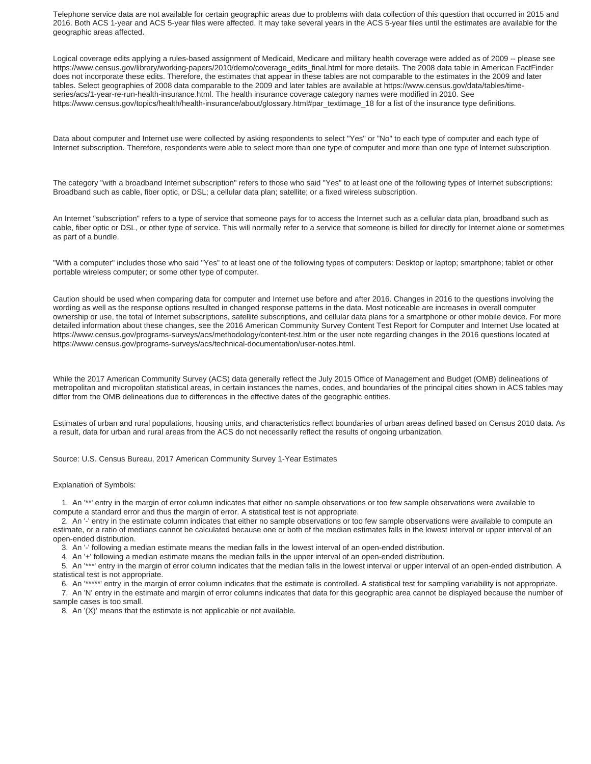Telephone service data are not available for certain geographic areas due to problems with data collection of this question that occurred in 2015 and 2016. Both ACS 1-year and ACS 5-year files were affected. It may take several years in the ACS 5-year files until the estimates are available for the geographic areas affected.

Logical coverage edits applying a rules-based assignment of Medicaid, Medicare and military health coverage were added as of 2009 -- please see https://www.census.gov/library/working-papers/2010/demo/coverage_edits_final.html for more details. The 2008 data table in American FactFinder does not incorporate these edits. Therefore, the estimates that appear in these tables are not comparable to the estimates in the 2009 and later tables. Select geographies of 2008 data comparable to the 2009 and later tables are available at https://www.census.gov/data/tables/time-series/acs/1-year-re-run-health-insurance.html. The health insurance coverage category names were modified in 2010. See https://www.census.gov/topics/health/health-insurance/about/glossary.html#par_textimage_18 for a list of the insurance type definitions.

Data about computer and Internet use were collected by asking respondents to select "Yes" or "No" to each type of computer and each type of Internet subscription. Therefore, respondents were able to select more than one type of computer and more than one type of Internet subscription.

The category "with a broadband Internet subscription" refers to those who said "Yes" to at least one of the following types of Internet subscriptions: Broadband such as cable, fiber optic, or DSL; a cellular data plan; satellite; or a fixed wireless subscription.

An Internet "subscription" refers to a type of service that someone pays for to access the Internet such as a cellular data plan, broadband such as cable, fiber optic or DSL, or other type of service. This will normally refer to a service that someone is billed for directly for Internet alone or sometimes as part of a bundle.

"With a computer" includes those who said "Yes" to at least one of the following types of computers: Desktop or laptop; smartphone; tablet or other portable wireless computer; or some other type of computer.

Caution should be used when comparing data for computer and Internet use before and after 2016. Changes in 2016 to the questions involving the wording as well as the response options resulted in changed response patterns in the data. Most noticeable are increases in overall computer ownership or use, the total of Internet subscriptions, satellite subscriptions, and cellular data plans for a smartphone or other mobile device. For more detailed information about these changes, see the 2016 American Community Survey Content Test Report for Computer and Internet Use located at https://www.census.gov/programs-surveys/acs/methodology/content-test.htm or the user note regarding changes in the 2016 questions located at https://www.census.gov/programs-surveys/acs/technical-documentation/user-notes.html.

While the 2017 American Community Survey (ACS) data generally reflect the July 2015 Office of Management and Budget (OMB) delineations of metropolitan and micropolitan statistical areas, in certain instances the names, codes, and boundaries of the principal cities shown in ACS tables may differ from the OMB delineations due to differences in the effective dates of the geographic entities.

Estimates of urban and rural populations, housing units, and characteristics reflect boundaries of urban areas defined based on Census 2010 data. As a result, data for urban and rural areas from the ACS do not necessarily reflect the results of ongoing urbanization.

Source: U.S. Census Bureau, 2017 American Community Survey 1-Year Estimates

Explanation of Symbols:

1. An '**' entry in the margin of error column indicates that either no sample observations or too few sample observations were available to compute a standard error and thus the margin of error. A statistical test is not appropriate.
2. An '-' entry in the estimate column indicates that either no sample observations or too few sample observations were available to compute an estimate, or a ratio of medians cannot be calculated because one or both of the median estimates falls in the lowest interval or upper interval of an open-ended distribution.
3. An '-' following a median estimate means the median falls in the lowest interval of an open-ended distribution.
4. An '+' following a median estimate means the median falls in the upper interval of an open-ended distribution.
5. An '***' entry in the margin of error column indicates that the median falls in the lowest interval or upper interval of an open-ended distribution. A statistical test is not appropriate.
6. An '*****' entry in the margin of error column indicates that the estimate is controlled. A statistical test for sampling variability is not appropriate.
7. An 'N' entry in the estimate and margin of error columns indicates that data for this geographic area cannot be displayed because the number of sample cases is too small.
8. An '(X)' means that the estimate is not applicable or not available.